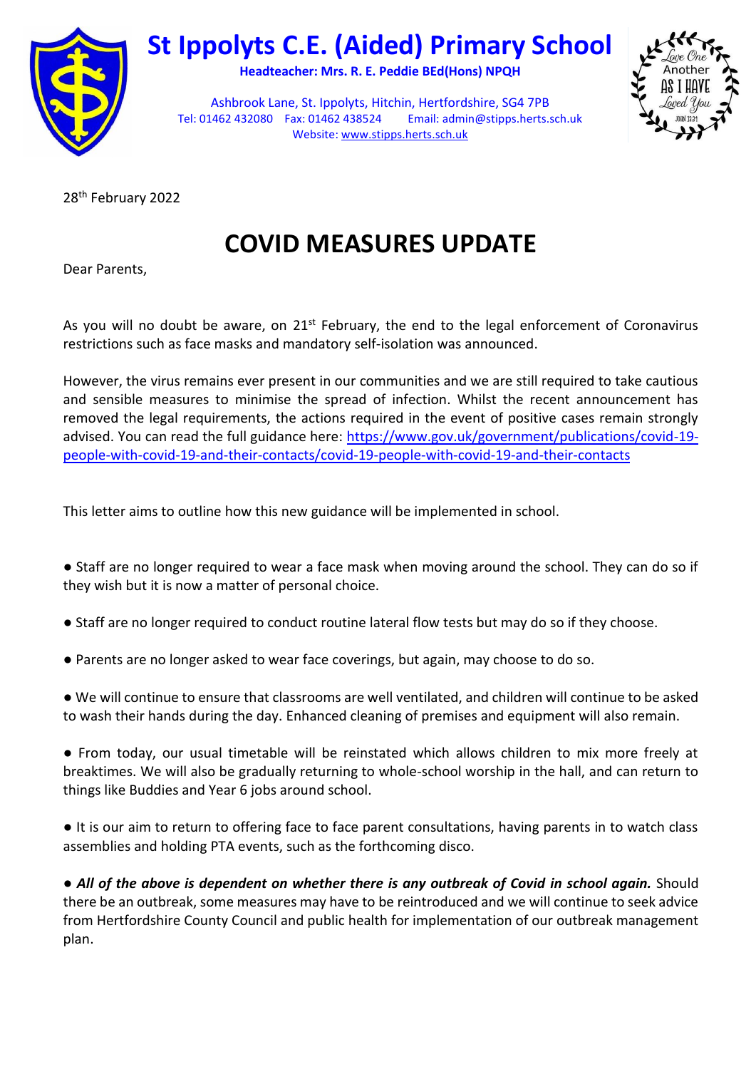# St Ippolyts C.E. (Aided) Primary School

**Headteacher: Mrs. R. E. Peddie BEd(Hons) NPQH**

Ashbrook Lane, St. Ippolyts, Hitchin, Hertfordshire, SG4 7PB
Tel: 01462 432080 Fax: 01462 438524 Email: admin@stipps.herts.sch.uk
Website: www.stipps.herts.sch.uk

Love One Another As I Have Loved You
John 13:34

28th February 2022

## COVID MEASURES UPDATE

Dear Parents,

As you will no doubt be aware, on 21st February, the end to the legal enforcement of Coronavirus restrictions such as face masks and mandatory self-isolation was announced.

However, the virus remains ever present in our communities and we are still required to take cautious and sensible measures to minimise the spread of infection. Whilst the recent announcement has removed the legal requirements, the actions required in the event of positive cases remain strongly advised. You can read the full guidance here: https://www.gov.uk/government/publications/covid-19-people-with-covid-19-and-their-contacts/covid-19-people-with-covid-19-and-their-contacts

This letter aims to outline how this new guidance will be implemented in school.

- Staff are no longer required to wear a face mask when moving around the school. They can do so if they wish but it is now a matter of personal choice.
- Staff are no longer required to conduct routine lateral flow tests but may do so if they choose.
- Parents are no longer asked to wear face coverings, but again, may choose to do so.
- We will continue to ensure that classrooms are well ventilated, and children will continue to be asked to wash their hands during the day. Enhanced cleaning of premises and equipment will also remain.
- From today, our usual timetable will be reinstated which allows children to mix more freely at breaktimes. We will also be gradually returning to whole-school worship in the hall, and can return to things like Buddies and Year 6 jobs around school.
- It is our aim to return to offering face to face parent consultations, having parents in to watch class assemblies and holding PTA events, such as the forthcoming disco.
- ***All of the above is dependent on whether there is any outbreak of Covid in school again.*** Should there be an outbreak, some measures may have to be reintroduced and we will continue to seek advice from Hertfordshire County Council and public health for implementation of our outbreak management plan.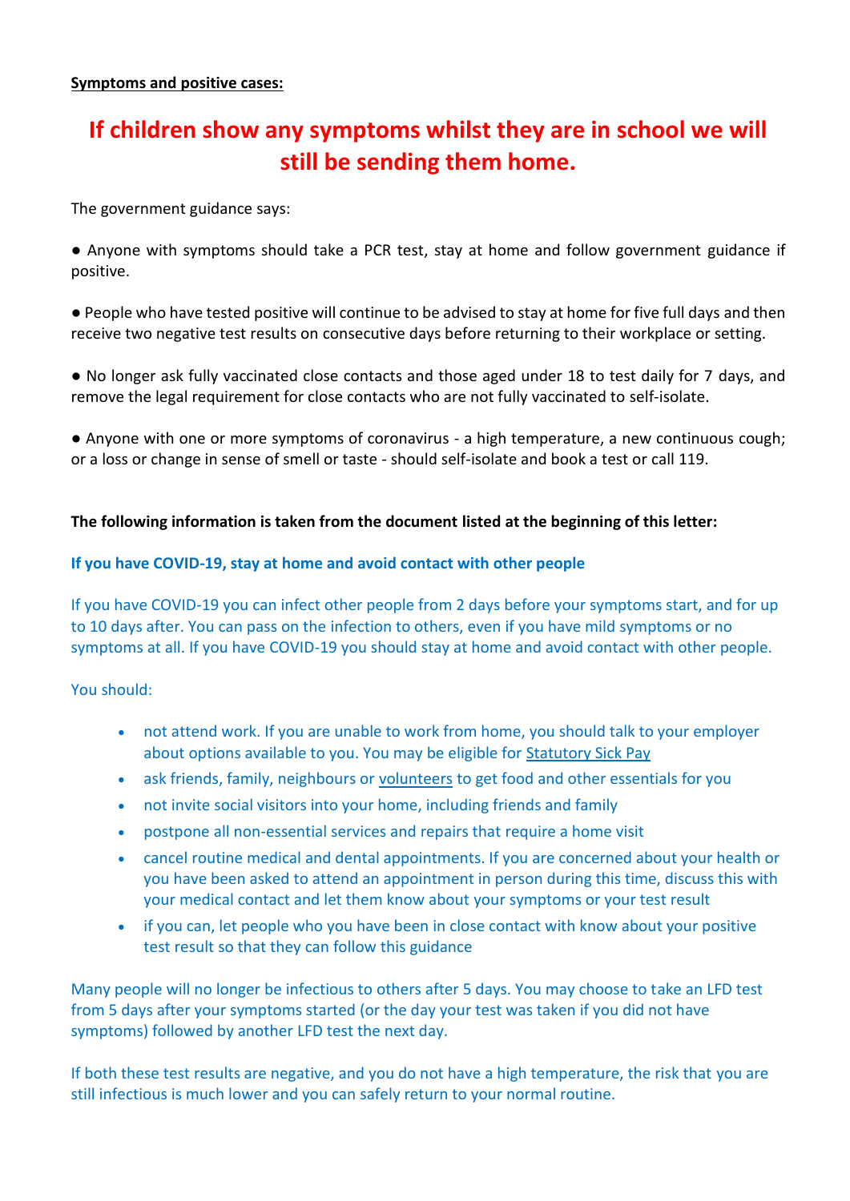**Symptoms and positive cases:**

# If children show any symptoms whilst they are in school we will still be sending them home.

The government guidance says:

● Anyone with symptoms should take a PCR test, stay at home and follow government guidance if positive.

● People who have tested positive will continue to be advised to stay at home for five full days and then receive two negative test results on consecutive days before returning to their workplace or setting.

● No longer ask fully vaccinated close contacts and those aged under 18 to test daily for 7 days, and remove the legal requirement for close contacts who are not fully vaccinated to self-isolate.

● Anyone with one or more symptoms of coronavirus - a high temperature, a new continuous cough; or a loss or change in sense of smell or taste - should self-isolate and book a test or call 119.

**The following information is taken from the document listed at the beginning of this letter:**

**If you have COVID-19, stay at home and avoid contact with other people**

If you have COVID-19 you can infect other people from 2 days before your symptoms start, and for up to 10 days after. You can pass on the infection to others, even if you have mild symptoms or no symptoms at all. If you have COVID-19 you should stay at home and avoid contact with other people.

You should:

- not attend work. If you are unable to work from home, you should talk to your employer about options available to you. You may be eligible for Statutory Sick Pay
- ask friends, family, neighbours or volunteers to get food and other essentials for you
- not invite social visitors into your home, including friends and family
- postpone all non-essential services and repairs that require a home visit
- cancel routine medical and dental appointments. If you are concerned about your health or you have been asked to attend an appointment in person during this time, discuss this with your medical contact and let them know about your symptoms or your test result
- if you can, let people who you have been in close contact with know about your positive test result so that they can follow this guidance

Many people will no longer be infectious to others after 5 days. You may choose to take an LFD test from 5 days after your symptoms started (or the day your test was taken if you did not have symptoms) followed by another LFD test the next day.

If both these test results are negative, and you do not have a high temperature, the risk that you are still infectious is much lower and you can safely return to your normal routine.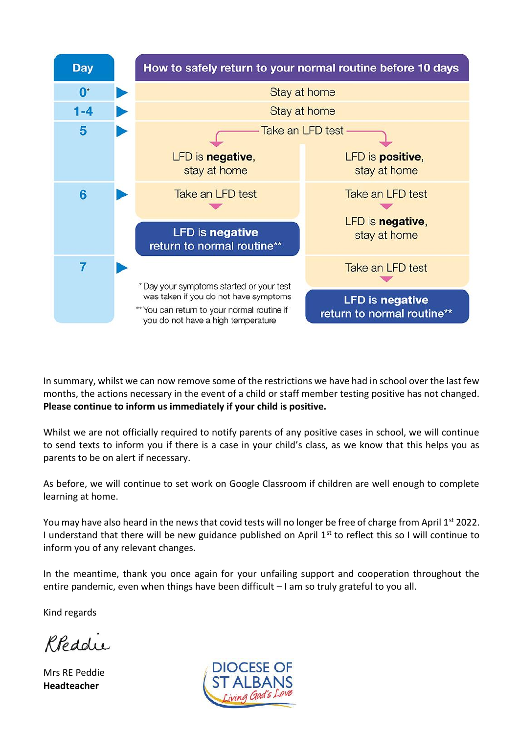| Day | How to safely return to your normal routine before 10 days | |
|---|---|---|
| 0* | Stay at home | |
| 1-4 | Stay at home | |
| 5 | Take an LFD test → LFD is **negative**, stay at home | Take an LFD test → LFD is **positive**, stay at home |
| 6 | Take an LFD test → **LFD is negative return to normal routine**** | Take an LFD test → LFD is **negative**, stay at home |
| 7 | | Take an LFD test → **LFD is negative return to normal routine**** |

\* Day your symptoms started or your test was taken if you do not have symptoms

** You can return to your normal routine if you do not have a high temperature

In summary, whilst we can now remove some of the restrictions we have had in school over the last few months, the actions necessary in the event of a child or staff member testing positive has not changed. **Please continue to inform us immediately if your child is positive.**

Whilst we are not officially required to notify parents of any positive cases in school, we will continue to send texts to inform you if there is a case in your child's class, as we know that this helps you as parents to be on alert if necessary.

As before, we will continue to set work on Google Classroom if children are well enough to complete learning at home.

You may have also heard in the news that covid tests will no longer be free of charge from April 1st 2022. I understand that there will be new guidance published on April 1st to reflect this so I will continue to inform you of any relevant changes.

In the meantime, thank you once again for your unfailing support and cooperation throughout the entire pandemic, even when things have been difficult – I am so truly grateful to you all.

Kind regards

RPeddie

Mrs RE Peddie
**Headteacher**

DIOCESE OF ST ALBANS
Living God's Love